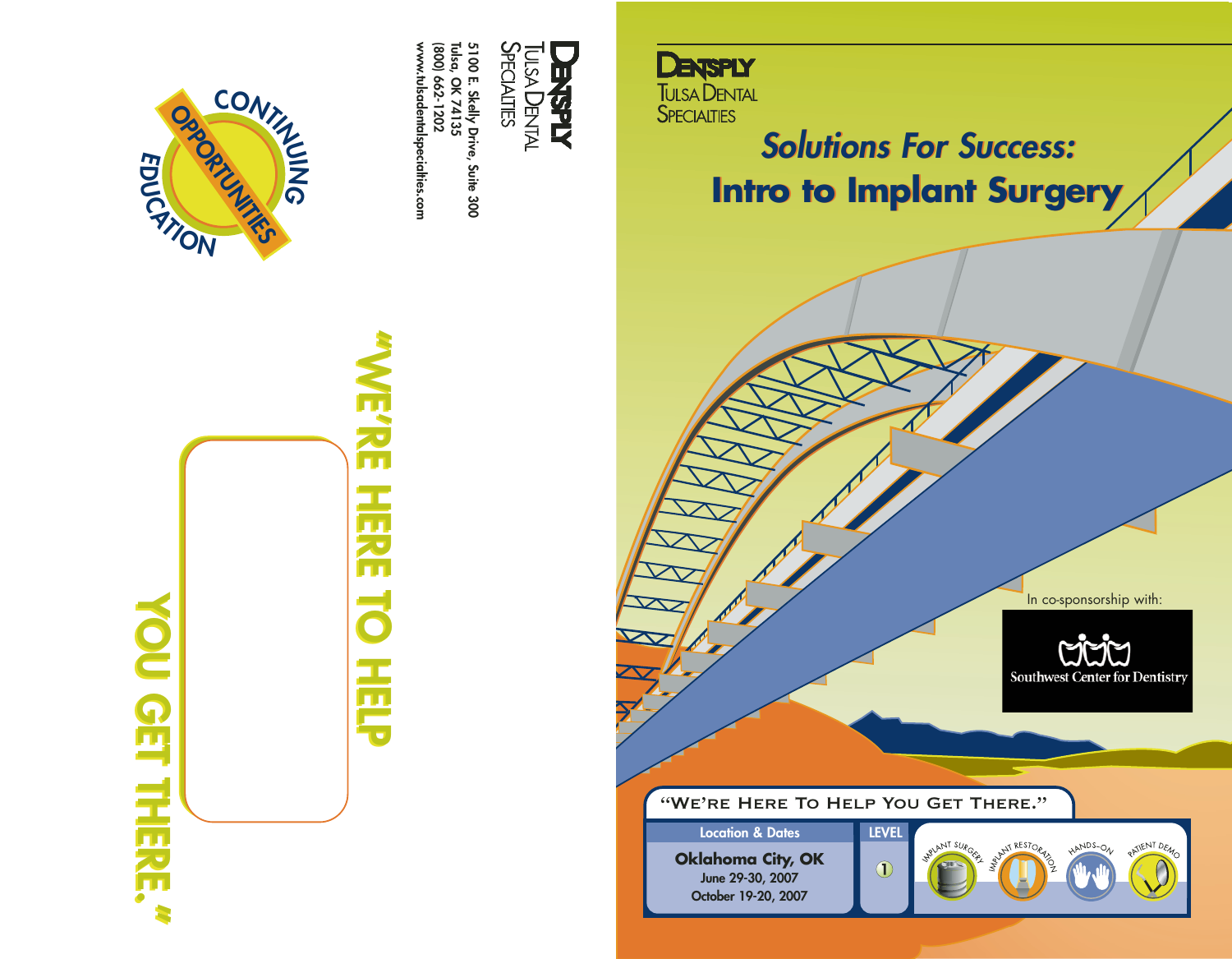**DENTSPLY**
TULSA DENTAL
SPECIALTIES

5100 E. Skelly Drive, Suite 300
Tulsa, OK 74135
(800) 662-1202
www.tulsadentalspecialties.com

CONTINUING OPPORTUNITIES EDUCATION

"WE'RE HERE TO HELP YOU GET THERE."

**DENTSPLY**
TULSA DENTAL
SPECIALTIES

# *Solutions For Success:*
# Intro to Implant Surgery

In co-sponsorship with:

Southwest Center for Dentistry

"WE'RE HERE TO HELP YOU GET THERE."

| Location & Dates | LEVEL |
|---|---|
| **Oklahoma City, OK**<br>June 29-30, 2007<br>October 19-20, 2007 | 1 |

IMPLANT SURGERY · IMPLANT RESTORATION · HANDS-ON · PATIENT DEMO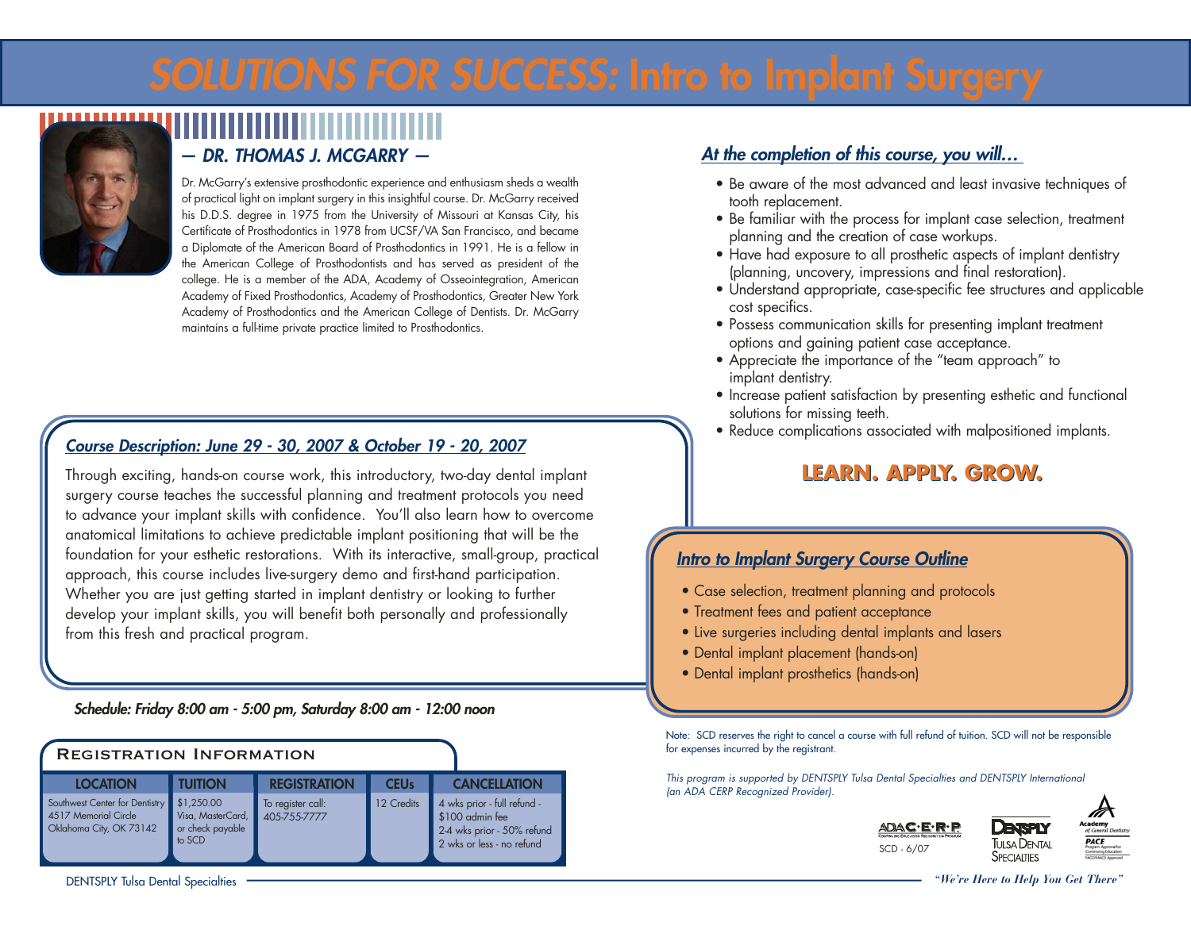# SOLUTIONS FOR SUCCESS: Intro to Implant Surgery

## — DR. THOMAS J. MCGARRY —

Dr. McGarry's extensive prosthodontic experience and enthusiasm sheds a wealth of practical light on implant surgery in this insightful course. Dr. McGarry received his D.D.S. degree in 1975 from the University of Missouri at Kansas City, his Certificate of Prosthodontics in 1978 from UCSF/VA San Francisco, and became a Diplomate of the American Board of Prosthodontics in 1991. He is a fellow in the American College of Prosthodontists and has served as president of the college. He is a member of the ADA, Academy of Osseointegration, American Academy of Fixed Prosthodontics, Academy of Prosthodontics, Greater New York Academy of Prosthodontics and the American College of Dentists. Dr. McGarry maintains a full-time private practice limited to Prosthodontics.

### *At the completion of this course, you will…*

- Be aware of the most advanced and least invasive techniques of tooth replacement.
- Be familiar with the process for implant case selection, treatment planning and the creation of case workups.
- Have had exposure to all prosthetic aspects of implant dentistry (planning, uncovery, impressions and final restoration).
- Understand appropriate, case-specific fee structures and applicable cost specifics.
- Possess communication skills for presenting implant treatment options and gaining patient case acceptance.
- Appreciate the importance of the "team approach" to implant dentistry.
- Increase patient satisfaction by presenting esthetic and functional solutions for missing teeth.
- Reduce complications associated with malpositioned implants.

**LEARN. APPLY. GROW.**

### *Course Description: June 29 - 30, 2007 & October 19 - 20, 2007*

Through exciting, hands-on course work, this introductory, two-day dental implant surgery course teaches the successful planning and treatment protocols you need to advance your implant skills with confidence. You'll also learn how to overcome anatomical limitations to achieve predictable implant positioning that will be the foundation for your esthetic restorations. With its interactive, small-group, practical approach, this course includes live-surgery demo and first-hand participation. Whether you are just getting started in implant dentistry or looking to further develop your implant skills, you will benefit both personally and professionally from this fresh and practical program.

### *Intro to Implant Surgery Course Outline*

- Case selection, treatment planning and protocols
- Treatment fees and patient acceptance
- Live surgeries including dental implants and lasers
- Dental implant placement (hands-on)
- Dental implant prosthetics (hands-on)

***Schedule: Friday 8:00 am - 5:00 pm, Saturday 8:00 am - 12:00 noon***

### Registration Information

| LOCATION | TUITION | REGISTRATION | CEUs | CANCELLATION |
|---|---|---|---|---|
| Southwest Center for Dentistry 4517 Memorial Circle Oklahoma City, OK 73142 | $1,250.00 Visa, MasterCard, or check payable to SCD | To register call: 405-755-7777 | 12 Credits | 4 wks prior - full refund - $100 admin fee 2-4 wks prior - 50% refund 2 wks or less - no refund |

Note: SCD reserves the right to cancel a course with full refund of tuition. SCD will not be responsible for expenses incurred by the registrant.

*This program is supported by DENTSPLY Tulsa Dental Specialties and DENTSPLY International (an ADA CERP Recognized Provider).*

ADA C·E·R·P Continuing Education Recognition Program

SCD - 6/07

DENTSPLY Tulsa Dental Specialties

Academy of General Dentistry PACE Program Approval for Continuing Education FAGD/MAGD Approved

DENTSPLY Tulsa Dental Specialties

*"We're Here to Help You Get There"*